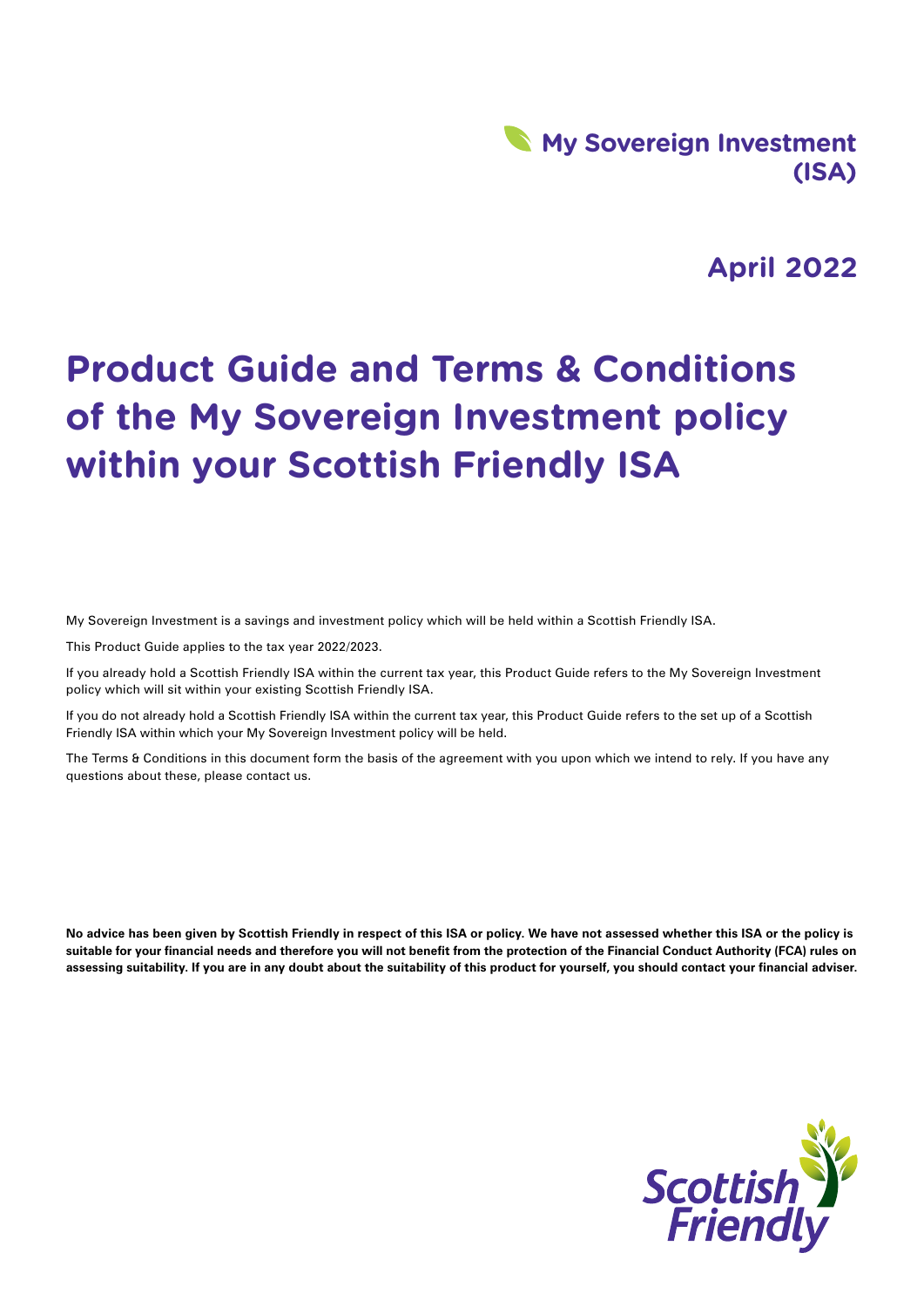My Sovereign Investment (ISA)

April 2022

# Product Guide and Terms & Conditions of the My Sovereign Investment policy within your Scottish Friendly ISA

My Sovereign Investment is a savings and investment policy which will be held within a Scottish Friendly ISA.

This Product Guide applies to the tax year 2022/2023.

If you already hold a Scottish Friendly ISA within the current tax year, this Product Guide refers to the My Sovereign Investment policy which will sit within your existing Scottish Friendly ISA.

If you do not already hold a Scottish Friendly ISA within the current tax year, this Product Guide refers to the set up of a Scottish Friendly ISA within which your My Sovereign Investment policy will be held.

The Terms & Conditions in this document form the basis of the agreement with you upon which we intend to rely. If you have any questions about these, please contact us.

**No advice has been given by Scottish Friendly in respect of this ISA or policy. We have not assessed whether this ISA or the policy is suitable for your financial needs and therefore you will not benefit from the protection of the Financial Conduct Authority (FCA) rules on assessing suitability. If you are in any doubt about the suitability of this product for yourself, you should contact your financial adviser.**

Scottish Friendly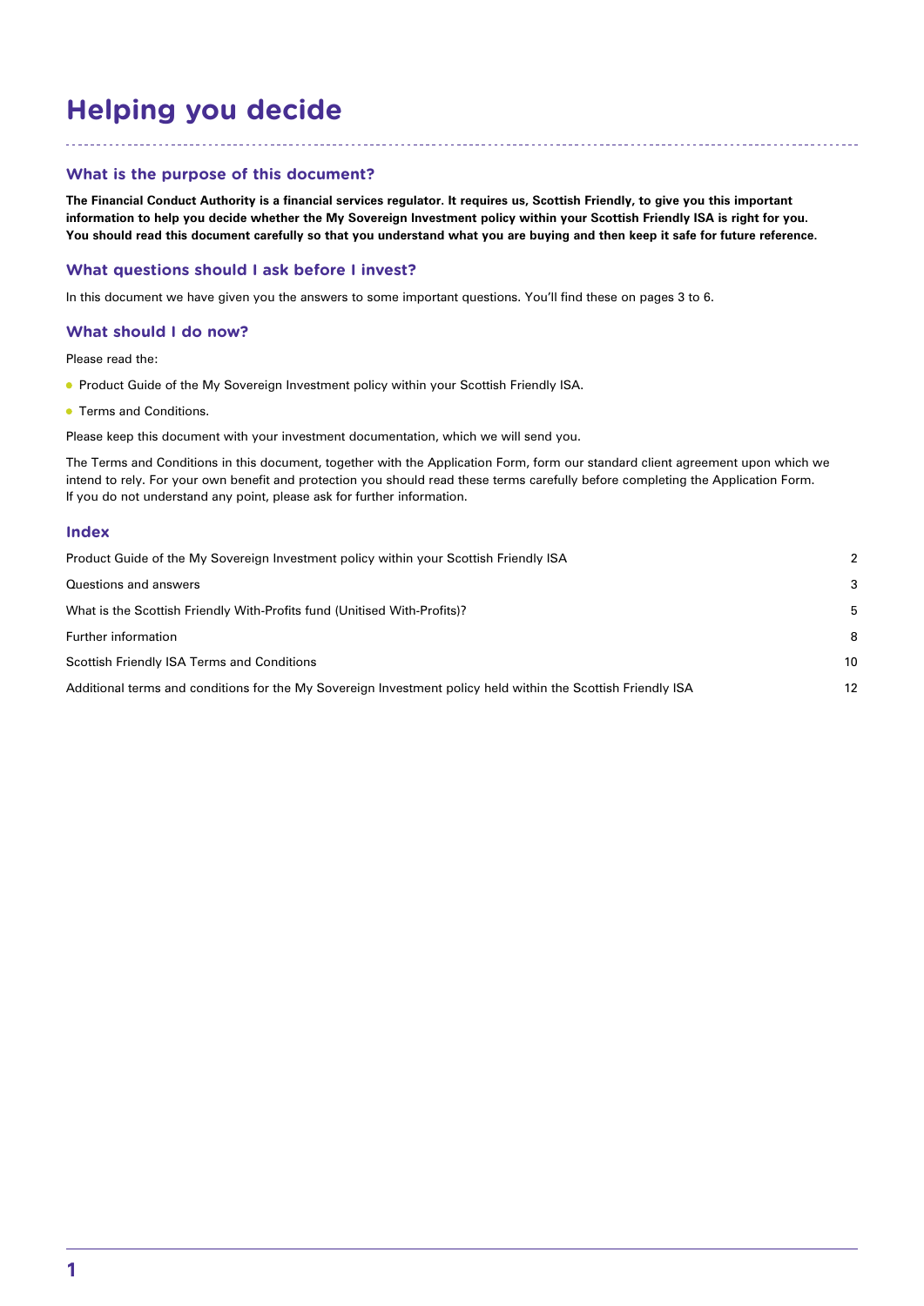# Helping you decide

## What is the purpose of this document?

**The Financial Conduct Authority is a financial services regulator. It requires us, Scottish Friendly, to give you this important information to help you decide whether the My Sovereign Investment policy within your Scottish Friendly ISA is right for you. You should read this document carefully so that you understand what you are buying and then keep it safe for future reference.**

## What questions should I ask before I invest?

In this document we have given you the answers to some important questions. You'll find these on pages 3 to 6.

## What should I do now?

Please read the:

- Product Guide of the My Sovereign Investment policy within your Scottish Friendly ISA.
- Terms and Conditions.

Please keep this document with your investment documentation, which we will send you.

The Terms and Conditions in this document, together with the Application Form, form our standard client agreement upon which we intend to rely. For your own benefit and protection you should read these terms carefully before completing the Application Form. If you do not understand any point, please ask for further information.

## Index

| | |
|---|---|
| Product Guide of the My Sovereign Investment policy within your Scottish Friendly ISA | 2 |
| Questions and answers | 3 |
| What is the Scottish Friendly With-Profits fund (Unitised With-Profits)? | 5 |
| Further information | 8 |
| Scottish Friendly ISA Terms and Conditions | 10 |
| Additional terms and conditions for the My Sovereign Investment policy held within the Scottish Friendly ISA | 12 |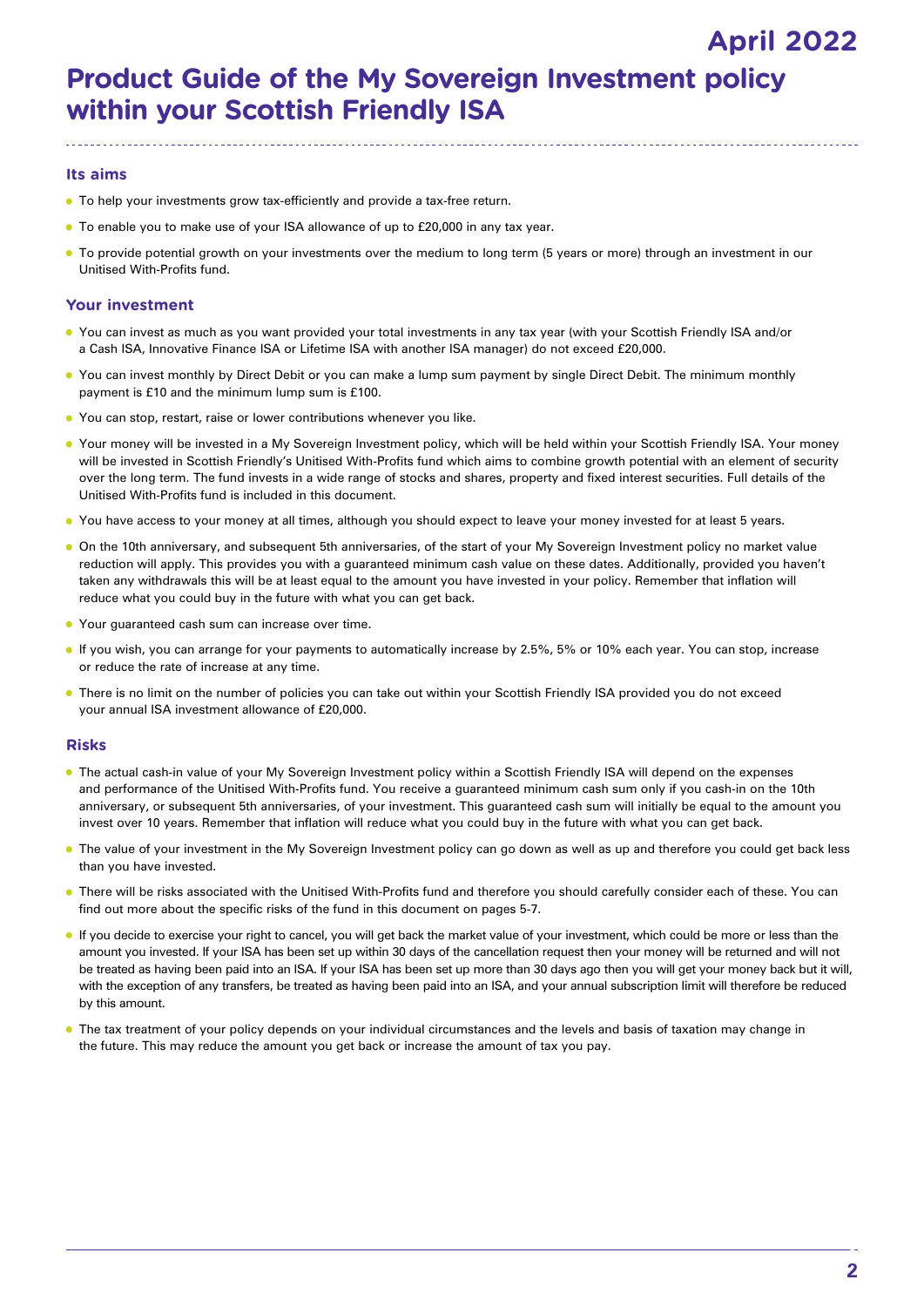April 2022

# Product Guide of the My Sovereign Investment policy within your Scottish Friendly ISA

## Its aims

- To help your investments grow tax-efficiently and provide a tax-free return.
- To enable you to make use of your ISA allowance of up to £20,000 in any tax year.
- To provide potential growth on your investments over the medium to long term (5 years or more) through an investment in our Unitised With-Profits fund.

## Your investment

- You can invest as much as you want provided your total investments in any tax year (with your Scottish Friendly ISA and/or a Cash ISA, Innovative Finance ISA or Lifetime ISA with another ISA manager) do not exceed £20,000.
- You can invest monthly by Direct Debit or you can make a lump sum payment by single Direct Debit. The minimum monthly payment is £10 and the minimum lump sum is £100.
- You can stop, restart, raise or lower contributions whenever you like.
- Your money will be invested in a My Sovereign Investment policy, which will be held within your Scottish Friendly ISA. Your money will be invested in Scottish Friendly's Unitised With-Profits fund which aims to combine growth potential with an element of security over the long term. The fund invests in a wide range of stocks and shares, property and fixed interest securities. Full details of the Unitised With-Profits fund is included in this document.
- You have access to your money at all times, although you should expect to leave your money invested for at least 5 years.
- On the 10th anniversary, and subsequent 5th anniversaries, of the start of your My Sovereign Investment policy no market value reduction will apply. This provides you with a guaranteed minimum cash value on these dates. Additionally, provided you haven't taken any withdrawals this will be at least equal to the amount you have invested in your policy. Remember that inflation will reduce what you could buy in the future with what you can get back.
- Your guaranteed cash sum can increase over time.
- If you wish, you can arrange for your payments to automatically increase by 2.5%, 5% or 10% each year. You can stop, increase or reduce the rate of increase at any time.
- There is no limit on the number of policies you can take out within your Scottish Friendly ISA provided you do not exceed your annual ISA investment allowance of £20,000.

## Risks

- The actual cash-in value of your My Sovereign Investment policy within a Scottish Friendly ISA will depend on the expenses and performance of the Unitised With-Profits fund. You receive a guaranteed minimum cash sum only if you cash-in on the 10th anniversary, or subsequent 5th anniversaries, of your investment. This guaranteed cash sum will initially be equal to the amount you invest over 10 years. Remember that inflation will reduce what you could buy in the future with what you can get back.
- The value of your investment in the My Sovereign Investment policy can go down as well as up and therefore you could get back less than you have invested.
- There will be risks associated with the Unitised With-Profits fund and therefore you should carefully consider each of these. You can find out more about the specific risks of the fund in this document on pages 5-7.
- If you decide to exercise your right to cancel, you will get back the market value of your investment, which could be more or less than the amount you invested. If your ISA has been set up within 30 days of the cancellation request then your money will be returned and will not be treated as having been paid into an ISA. If your ISA has been set up more than 30 days ago then you will get your money back but it will, with the exception of any transfers, be treated as having been paid into an ISA, and your annual subscription limit will therefore be reduced by this amount.
- The tax treatment of your policy depends on your individual circumstances and the levels and basis of taxation may change in the future. This may reduce the amount you get back or increase the amount of tax you pay.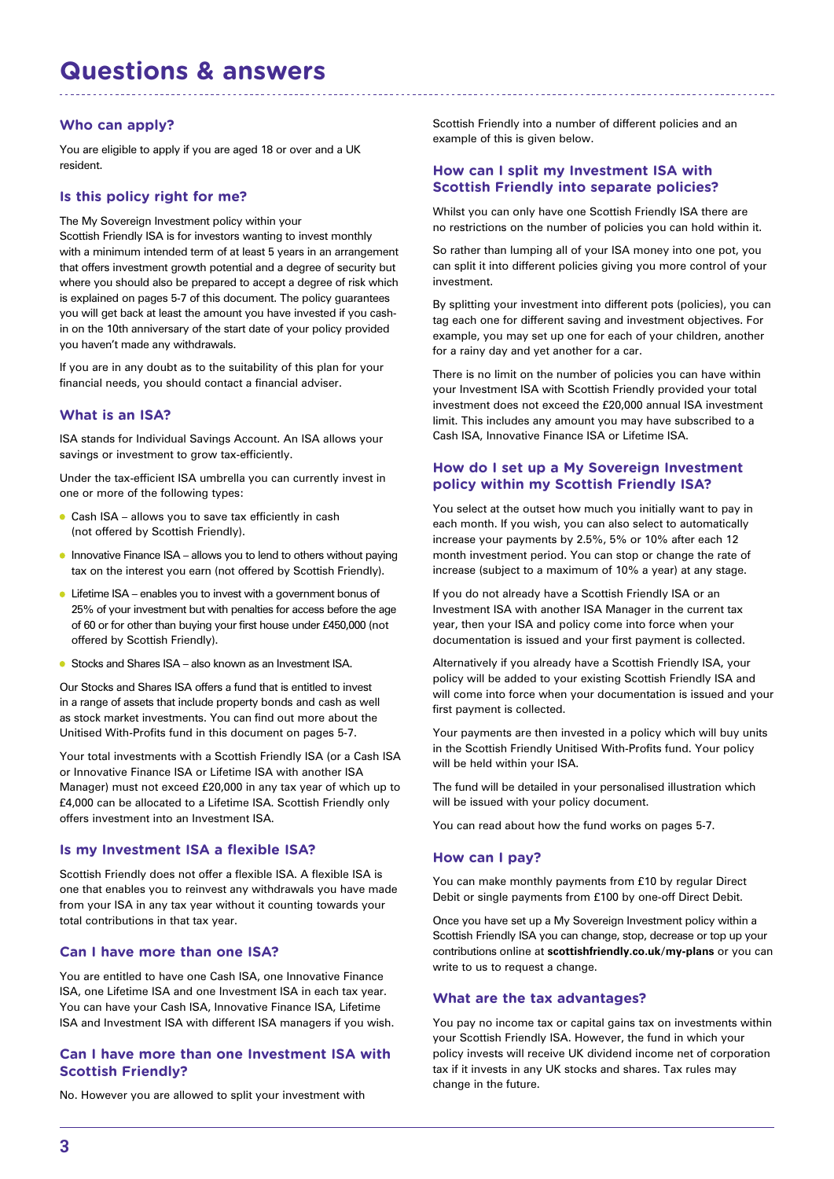# Questions & answers

## Who can apply?

You are eligible to apply if you are aged 18 or over and a UK resident.

## Is this policy right for me?

The My Sovereign Investment policy within your Scottish Friendly ISA is for investors wanting to invest monthly with a minimum intended term of at least 5 years in an arrangement that offers investment growth potential and a degree of security but where you should also be prepared to accept a degree of risk which is explained on pages 5-7 of this document. The policy guarantees you will get back at least the amount you have invested if you cash-in on the 10th anniversary of the start date of your policy provided you haven't made any withdrawals.

If you are in any doubt as to the suitability of this plan for your financial needs, you should contact a financial adviser.

## What is an ISA?

ISA stands for Individual Savings Account. An ISA allows your savings or investment to grow tax-efficiently.

Under the tax-efficient ISA umbrella you can currently invest in one or more of the following types:

- Cash ISA – allows you to save tax efficiently in cash (not offered by Scottish Friendly).
- Innovative Finance ISA – allows you to lend to others without paying tax on the interest you earn (not offered by Scottish Friendly).
- Lifetime ISA – enables you to invest with a government bonus of 25% of your investment but with penalties for access before the age of 60 or for other than buying your first house under £450,000 (not offered by Scottish Friendly).
- Stocks and Shares ISA – also known as an Investment ISA.

Our Stocks and Shares ISA offers a fund that is entitled to invest in a range of assets that include property bonds and cash as well as stock market investments. You can find out more about the Unitised With-Profits fund in this document on pages 5-7.

Your total investments with a Scottish Friendly ISA (or a Cash ISA or Innovative Finance ISA or Lifetime ISA with another ISA Manager) must not exceed £20,000 in any tax year of which up to £4,000 can be allocated to a Lifetime ISA. Scottish Friendly only offers investment into an Investment ISA.

## Is my Investment ISA a flexible ISA?

Scottish Friendly does not offer a flexible ISA. A flexible ISA is one that enables you to reinvest any withdrawals you have made from your ISA in any tax year without it counting towards your total contributions in that tax year.

## Can I have more than one ISA?

You are entitled to have one Cash ISA, one Innovative Finance ISA, one Lifetime ISA and one Investment ISA in each tax year. You can have your Cash ISA, Innovative Finance ISA, Lifetime ISA and Investment ISA with different ISA managers if you wish.

## Can I have more than one Investment ISA with Scottish Friendly?

No. However you are allowed to split your investment with Scottish Friendly into a number of different policies and an example of this is given below.

## How can I split my Investment ISA with Scottish Friendly into separate policies?

Whilst you can only have one Scottish Friendly ISA there are no restrictions on the number of policies you can hold within it.

So rather than lumping all of your ISA money into one pot, you can split it into different policies giving you more control of your investment.

By splitting your investment into different pots (policies), you can tag each one for different saving and investment objectives. For example, you may set up one for each of your children, another for a rainy day and yet another for a car.

There is no limit on the number of policies you can have within your Investment ISA with Scottish Friendly provided your total investment does not exceed the £20,000 annual ISA investment limit. This includes any amount you may have subscribed to a Cash ISA, Innovative Finance ISA or Lifetime ISA.

## How do I set up a My Sovereign Investment policy within my Scottish Friendly ISA?

You select at the outset how much you initially want to pay in each month. If you wish, you can also select to automatically increase your payments by 2.5%, 5% or 10% after each 12 month investment period. You can stop or change the rate of increase (subject to a maximum of 10% a year) at any stage.

If you do not already have a Scottish Friendly ISA or an Investment ISA with another ISA Manager in the current tax year, then your ISA and policy come into force when your documentation is issued and your first payment is collected.

Alternatively if you already have a Scottish Friendly ISA, your policy will be added to your existing Scottish Friendly ISA and will come into force when your documentation is issued and your first payment is collected.

Your payments are then invested in a policy which will buy units in the Scottish Friendly Unitised With-Profits fund. Your policy will be held within your ISA.

The fund will be detailed in your personalised illustration which will be issued with your policy document.

You can read about how the fund works on pages 5-7.

## How can I pay?

You can make monthly payments from £10 by regular Direct Debit or single payments from £100 by one-off Direct Debit.

Once you have set up a My Sovereign Investment policy within a Scottish Friendly ISA you can change, stop, decrease or top up your contributions online at **scottishfriendly.co.uk/my-plans** or you can write to us to request a change.

## What are the tax advantages?

You pay no income tax or capital gains tax on investments within your Scottish Friendly ISA. However, the fund in which your policy invests will receive UK dividend income net of corporation tax if it invests in any UK stocks and shares. Tax rules may change in the future.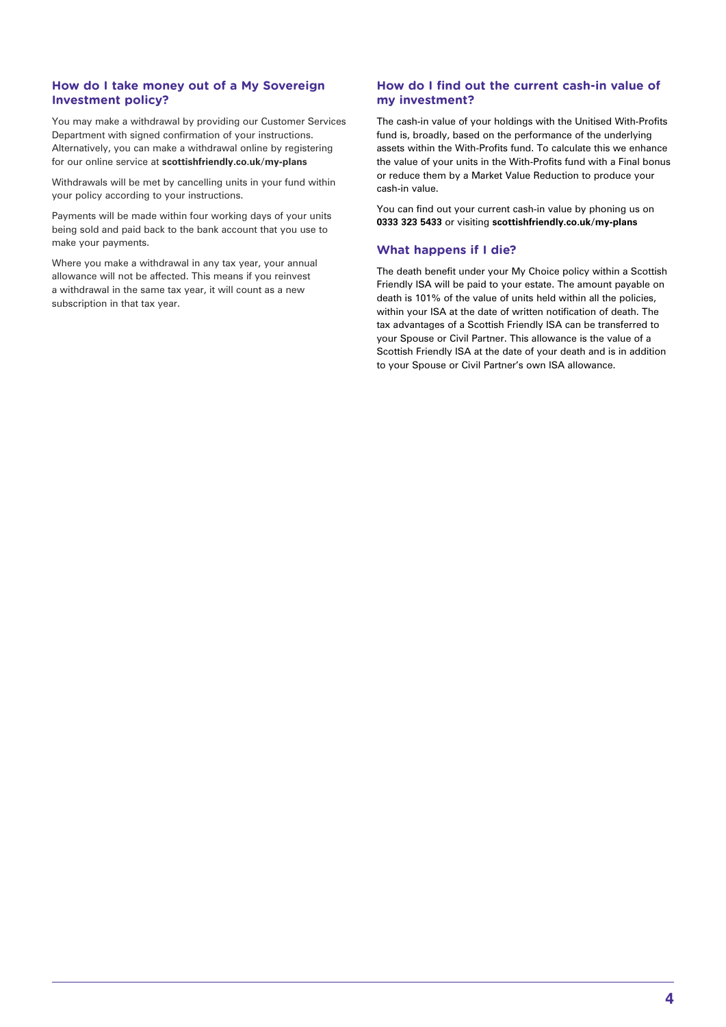## How do I take money out of a My Sovereign Investment policy?

You may make a withdrawal by providing our Customer Services Department with signed confirmation of your instructions. Alternatively, you can make a withdrawal online by registering for our online service at **scottishfriendly.co.uk/my-plans**

Withdrawals will be met by cancelling units in your fund within your policy according to your instructions.

Payments will be made within four working days of your units being sold and paid back to the bank account that you use to make your payments.

Where you make a withdrawal in any tax year, your annual allowance will not be affected. This means if you reinvest a withdrawal in the same tax year, it will count as a new subscription in that tax year.

## How do I find out the current cash-in value of my investment?

The cash-in value of your holdings with the Unitised With-Profits fund is, broadly, based on the performance of the underlying assets within the With-Profits fund. To calculate this we enhance the value of your units in the With-Profits fund with a Final bonus or reduce them by a Market Value Reduction to produce your cash-in value.

You can find out your current cash-in value by phoning us on **0333 323 5433** or visiting **scottishfriendly.co.uk/my-plans**

## What happens if I die?

The death benefit under your My Choice policy within a Scottish Friendly ISA will be paid to your estate. The amount payable on death is 101% of the value of units held within all the policies, within your ISA at the date of written notification of death. The tax advantages of a Scottish Friendly ISA can be transferred to your Spouse or Civil Partner. This allowance is the value of a Scottish Friendly ISA at the date of your death and is in addition to your Spouse or Civil Partner's own ISA allowance.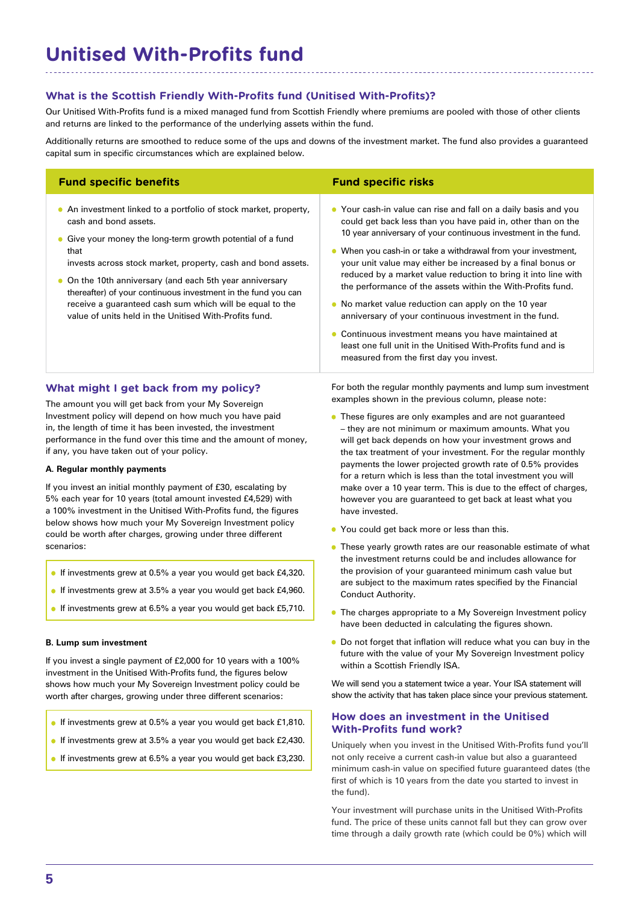# Unitised With-Profits fund

## What is the Scottish Friendly With-Profits fund (Unitised With-Profits)?

Our Unitised With-Profits fund is a mixed managed fund from Scottish Friendly where premiums are pooled with those of other clients and returns are linked to the performance of the underlying assets within the fund.

Additionally returns are smoothed to reduce some of the ups and downs of the investment market. The fund also provides a guaranteed capital sum in specific circumstances which are explained below.

| Fund specific benefits | Fund specific risks |
|---|---|
| • An investment linked to a portfolio of stock market, property, cash and bond assets.<br>• Give your money the long-term growth potential of a fund that invests across stock market, property, cash and bond assets.<br>• On the 10th anniversary (and each 5th year anniversary thereafter) of your continuous investment in the fund you can receive a guaranteed cash sum which will be equal to the value of units held in the Unitised With-Profits fund. | • Your cash-in value can rise and fall on a daily basis and you could get back less than you have paid in, other than on the 10 year anniversary of your continuous investment in the fund.<br>• When you cash-in or take a withdrawal from your investment, your unit value may either be increased by a final bonus or reduced by a market value reduction to bring it into line with the performance of the assets within the With-Profits fund.<br>• No market value reduction can apply on the 10 year anniversary of your continuous investment in the fund.<br>• Continuous investment means you have maintained at least one full unit in the Unitised With-Profits fund and is measured from the first day you invest. |

## What might I get back from my policy?

The amount you will get back from your My Sovereign Investment policy will depend on how much you have paid in, the length of time it has been invested, the investment performance in the fund over this time and the amount of money, if any, you have taken out of your policy.

**A. Regular monthly payments**

If you invest an initial monthly payment of £30, escalating by 5% each year for 10 years (total amount invested £4,529) with a 100% investment in the Unitised With-Profits fund, the figures below shows how much your My Sovereign Investment policy could be worth after charges, growing under three different scenarios:

- If investments grew at 0.5% a year you would get back £4,320.
- If investments grew at 3.5% a year you would get back £4,960.
- If investments grew at 6.5% a year you would get back £5,710.

**B. Lump sum investment**

If you invest a single payment of £2,000 for 10 years with a 100% investment in the Unitised With-Profits fund, the figures below shows how much your My Sovereign Investment policy could be worth after charges, growing under three different scenarios:

- If investments grew at 0.5% a year you would get back £1,810.
- If investments grew at 3.5% a year you would get back £2,430.
- If investments grew at 6.5% a year you would get back £3,230.

For both the regular monthly payments and lump sum investment examples shown in the previous column, please note:

- These figures are only examples and are not guaranteed – they are not minimum or maximum amounts. What you will get back depends on how your investment grows and the tax treatment of your investment. For the regular monthly payments the lower projected growth rate of 0.5% provides for a return which is less than the total investment you will make over a 10 year term. This is due to the effect of charges, however you are guaranteed to get back at least what you have invested.
- You could get back more or less than this.
- These yearly growth rates are our reasonable estimate of what the investment returns could be and includes allowance for the provision of your guaranteed minimum cash value but are subject to the maximum rates specified by the Financial Conduct Authority.
- The charges appropriate to a My Sovereign Investment policy have been deducted in calculating the figures shown.
- Do not forget that inflation will reduce what you can buy in the future with the value of your My Sovereign Investment policy within a Scottish Friendly ISA.

We will send you a statement twice a year. Your ISA statement will show the activity that has taken place since your previous statement.

## How does an investment in the Unitised With-Profits fund work?

Uniquely when you invest in the Unitised With-Profits fund you'll not only receive a current cash-in value but also a guaranteed minimum cash-in value on specified future guaranteed dates (the first of which is 10 years from the date you started to invest in the fund).

Your investment will purchase units in the Unitised With-Profits fund. The price of these units cannot fall but they can grow over time through a daily growth rate (which could be 0%) which will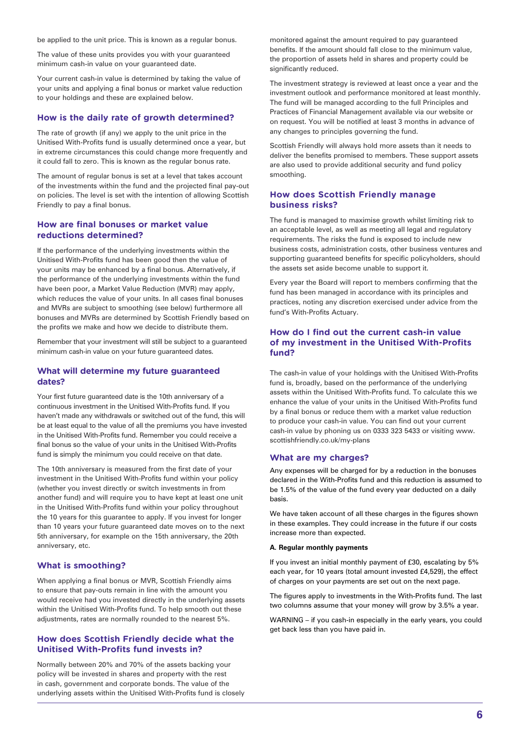be applied to the unit price. This is known as a regular bonus.

The value of these units provides you with your guaranteed minimum cash-in value on your guaranteed date.

Your current cash-in value is determined by taking the value of your units and applying a final bonus or market value reduction to your holdings and these are explained below.

### How is the daily rate of growth determined?

The rate of growth (if any) we apply to the unit price in the Unitised With-Profits fund is usually determined once a year, but in extreme circumstances this could change more frequently and it could fall to zero. This is known as the regular bonus rate.

The amount of regular bonus is set at a level that takes account of the investments within the fund and the projected final pay-out on policies. The level is set with the intention of allowing Scottish Friendly to pay a final bonus.

### How are final bonuses or market value reductions determined?

If the performance of the underlying investments within the Unitised With-Profits fund has been good then the value of your units may be enhanced by a final bonus. Alternatively, if the performance of the underlying investments within the fund have been poor, a Market Value Reduction (MVR) may apply, which reduces the value of your units. In all cases final bonuses and MVRs are subject to smoothing (see below) furthermore all bonuses and MVRs are determined by Scottish Friendly based on the profits we make and how we decide to distribute them.

Remember that your investment will still be subject to a guaranteed minimum cash-in value on your future guaranteed dates.

### What will determine my future guaranteed dates?

Your first future guaranteed date is the 10th anniversary of a continuous investment in the Unitised With-Profits fund. If you haven't made any withdrawals or switched out of the fund, this will be at least equal to the value of all the premiums you have invested in the Unitised With-Profits fund. Remember you could receive a final bonus so the value of your units in the Unitised With-Profits fund is simply the minimum you could receive on that date.

The 10th anniversary is measured from the first date of your investment in the Unitised With-Profits fund within your policy (whether you invest directly or switch investments in from another fund) and will require you to have kept at least one unit in the Unitised With-Profits fund within your policy throughout the 10 years for this guarantee to apply. If you invest for longer than 10 years your future guaranteed date moves on to the next 5th anniversary, for example on the 15th anniversary, the 20th anniversary, etc.

### What is smoothing?

When applying a final bonus or MVR, Scottish Friendly aims to ensure that pay-outs remain in line with the amount you would receive had you invested directly in the underlying assets within the Unitised With-Profits fund. To help smooth out these adjustments, rates are normally rounded to the nearest 5%.

### How does Scottish Friendly decide what the Unitised With-Profits fund invests in?

Normally between 20% and 70% of the assets backing your policy will be invested in shares and property with the rest in cash, government and corporate bonds. The value of the underlying assets within the Unitised With-Profits fund is closely monitored against the amount required to pay guaranteed benefits. If the amount should fall close to the minimum value, the proportion of assets held in shares and property could be significantly reduced.

The investment strategy is reviewed at least once a year and the investment outlook and performance monitored at least monthly. The fund will be managed according to the full Principles and Practices of Financial Management available via our website or on request. You will be notified at least 3 months in advance of any changes to principles governing the fund.

Scottish Friendly will always hold more assets than it needs to deliver the benefits promised to members. These support assets are also used to provide additional security and fund policy smoothing.

### How does Scottish Friendly manage business risks?

The fund is managed to maximise growth whilst limiting risk to an acceptable level, as well as meeting all legal and regulatory requirements. The risks the fund is exposed to include new business costs, administration costs, other business ventures and supporting guaranteed benefits for specific policyholders, should the assets set aside become unable to support it.

Every year the Board will report to members confirming that the fund has been managed in accordance with its principles and practices, noting any discretion exercised under advice from the fund's With-Profits Actuary.

### How do I find out the current cash-in value of my investment in the Unitised With-Profits fund?

The cash-in value of your holdings with the Unitised With-Profits fund is, broadly, based on the performance of the underlying assets within the Unitised With-Profits fund. To calculate this we enhance the value of your units in the Unitised With-Profits fund by a final bonus or reduce them with a market value reduction to produce your cash-in value. You can find out your current cash-in value by phoning us on 0333 323 5433 or visiting www.scottishfriendly.co.uk/my-plans

### What are my charges?

Any expenses will be charged for by a reduction in the bonuses declared in the With-Profits fund and this reduction is assumed to be 1.5% of the value of the fund every year deducted on a daily basis.

We have taken account of all these charges in the figures shown in these examples. They could increase in the future if our costs increase more than expected.

**A. Regular monthly payments**

If you invest an initial monthly payment of £30, escalating by 5% each year, for 10 years (total amount invested £4,529), the effect of charges on your payments are set out on the next page.

The figures apply to investments in the With-Profits fund. The last two columns assume that your money will grow by 3.5% a year.

WARNING – if you cash-in especially in the early years, you could get back less than you have paid in.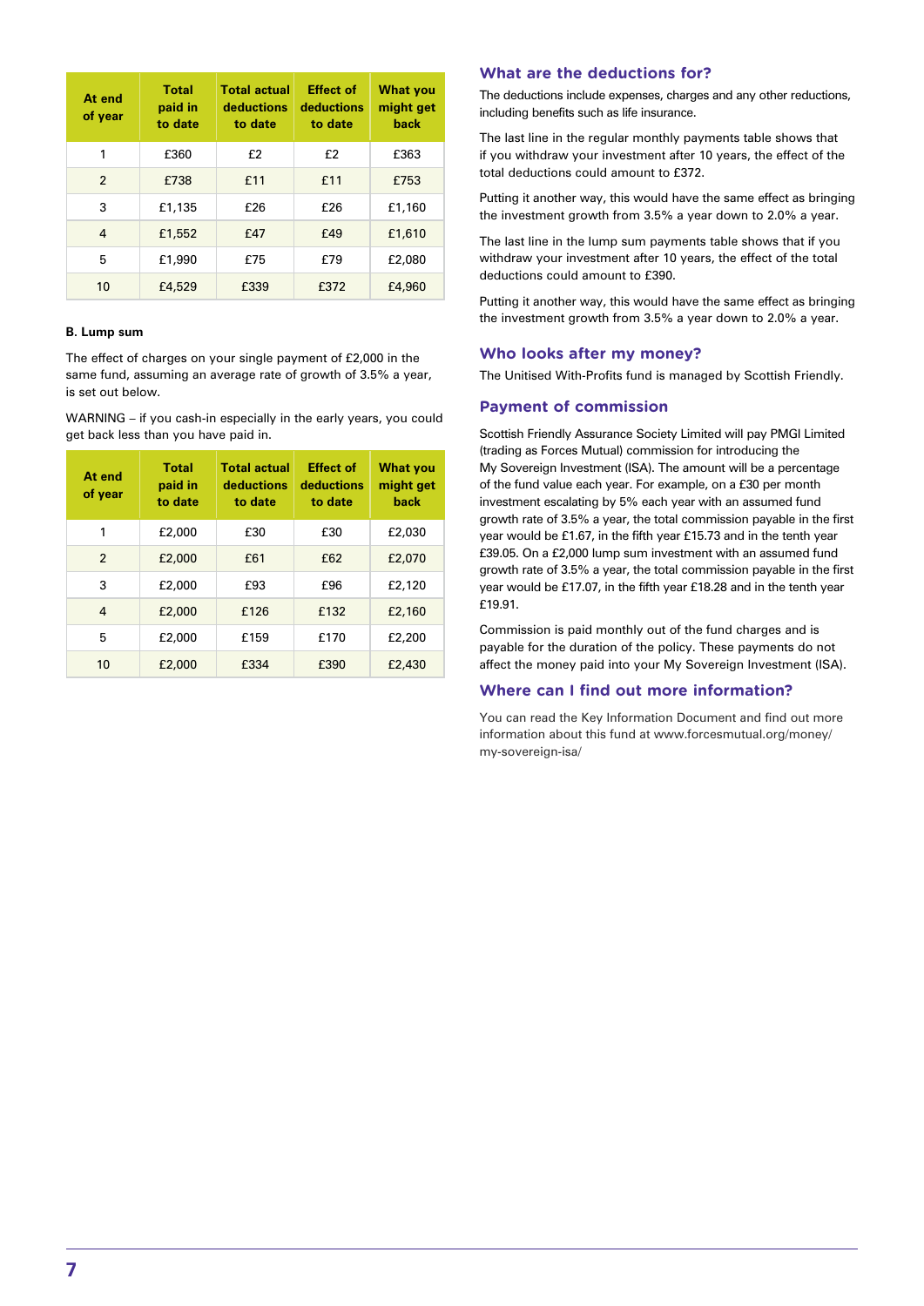| At end of year | Total paid in to date | Total actual deductions to date | Effect of deductions to date | What you might get back |
|---|---|---|---|---|
| 1 | £360 | £2 | £2 | £363 |
| 2 | £738 | £11 | £11 | £753 |
| 3 | £1,135 | £26 | £26 | £1,160 |
| 4 | £1,552 | £47 | £49 | £1,610 |
| 5 | £1,990 | £75 | £79 | £2,080 |
| 10 | £4,529 | £339 | £372 | £4,960 |

**B. Lump sum**

The effect of charges on your single payment of £2,000 in the same fund, assuming an average rate of growth of 3.5% a year, is set out below.

WARNING – if you cash-in especially in the early years, you could get back less than you have paid in.

| At end of year | Total paid in to date | Total actual deductions to date | Effect of deductions to date | What you might get back |
|---|---|---|---|---|
| 1 | £2,000 | £30 | £30 | £2,030 |
| 2 | £2,000 | £61 | £62 | £2,070 |
| 3 | £2,000 | £93 | £96 | £2,120 |
| 4 | £2,000 | £126 | £132 | £2,160 |
| 5 | £2,000 | £159 | £170 | £2,200 |
| 10 | £2,000 | £334 | £390 | £2,430 |

## What are the deductions for?

The deductions include expenses, charges and any other reductions, including benefits such as life insurance.

The last line in the regular monthly payments table shows that if you withdraw your investment after 10 years, the effect of the total deductions could amount to £372.

Putting it another way, this would have the same effect as bringing the investment growth from 3.5% a year down to 2.0% a year.

The last line in the lump sum payments table shows that if you withdraw your investment after 10 years, the effect of the total deductions could amount to £390.

Putting it another way, this would have the same effect as bringing the investment growth from 3.5% a year down to 2.0% a year.

## Who looks after my money?

The Unitised With-Profits fund is managed by Scottish Friendly.

## Payment of commission

Scottish Friendly Assurance Society Limited will pay PMGI Limited (trading as Forces Mutual) commission for introducing the My Sovereign Investment (ISA). The amount will be a percentage of the fund value each year. For example, on a £30 per month investment escalating by 5% each year with an assumed fund growth rate of 3.5% a year, the total commission payable in the first year would be £1.67, in the fifth year £15.73 and in the tenth year £39.05. On a £2,000 lump sum investment with an assumed fund growth rate of 3.5% a year, the total commission payable in the first year would be £17.07, in the fifth year £18.28 and in the tenth year £19.91.

Commission is paid monthly out of the fund charges and is payable for the duration of the policy. These payments do not affect the money paid into your My Sovereign Investment (ISA).

## Where can I find out more information?

You can read the Key Information Document and find out more information about this fund at www.forcesmutual.org/money/my-sovereign-isa/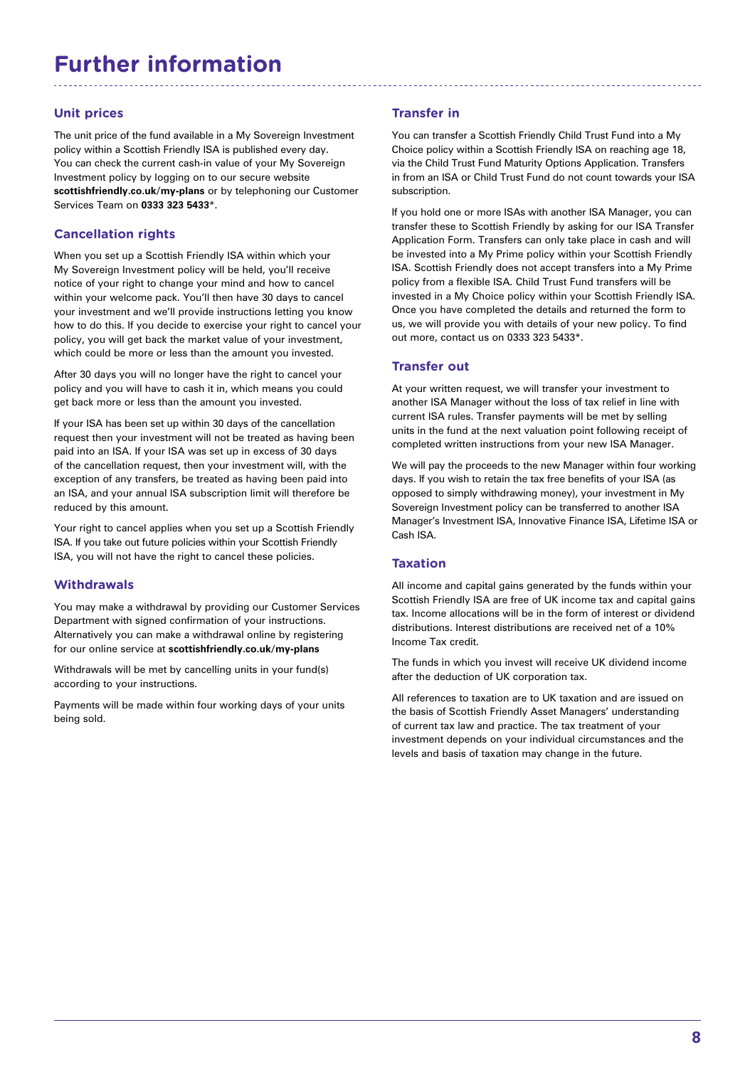# Further information

## Unit prices

The unit price of the fund available in a My Sovereign Investment policy within a Scottish Friendly ISA is published every day. You can check the current cash-in value of your My Sovereign Investment policy by logging on to our secure website **scottishfriendly.co.uk/my-plans** or by telephoning our Customer Services Team on **0333 323 5433***.

## Cancellation rights

When you set up a Scottish Friendly ISA within which your My Sovereign Investment policy will be held, you'll receive notice of your right to change your mind and how to cancel within your welcome pack. You'll then have 30 days to cancel your investment and we'll provide instructions letting you know how to do this. If you decide to exercise your right to cancel your policy, you will get back the market value of your investment, which could be more or less than the amount you invested.

After 30 days you will no longer have the right to cancel your policy and you will have to cash it in, which means you could get back more or less than the amount you invested.

If your ISA has been set up within 30 days of the cancellation request then your investment will not be treated as having been paid into an ISA. If your ISA was set up in excess of 30 days of the cancellation request, then your investment will, with the exception of any transfers, be treated as having been paid into an ISA, and your annual ISA subscription limit will therefore be reduced by this amount.

Your right to cancel applies when you set up a Scottish Friendly ISA. If you take out future policies within your Scottish Friendly ISA, you will not have the right to cancel these policies.

## Withdrawals

You may make a withdrawal by providing our Customer Services Department with signed confirmation of your instructions. Alternatively you can make a withdrawal online by registering for our online service at **scottishfriendly.co.uk/my-plans**

Withdrawals will be met by cancelling units in your fund(s) according to your instructions.

Payments will be made within four working days of your units being sold.

## Transfer in

You can transfer a Scottish Friendly Child Trust Fund into a My Choice policy within a Scottish Friendly ISA on reaching age 18, via the Child Trust Fund Maturity Options Application. Transfers in from an ISA or Child Trust Fund do not count towards your ISA subscription.

If you hold one or more ISAs with another ISA Manager, you can transfer these to Scottish Friendly by asking for our ISA Transfer Application Form. Transfers can only take place in cash and will be invested into a My Prime policy within your Scottish Friendly ISA. Scottish Friendly does not accept transfers into a My Prime policy from a flexible ISA. Child Trust Fund transfers will be invested in a My Choice policy within your Scottish Friendly ISA. Once you have completed the details and returned the form to us, we will provide you with details of your new policy. To find out more, contact us on 0333 323 5433*.

## Transfer out

At your written request, we will transfer your investment to another ISA Manager without the loss of tax relief in line with current ISA rules. Transfer payments will be met by selling units in the fund at the next valuation point following receipt of completed written instructions from your new ISA Manager.

We will pay the proceeds to the new Manager within four working days. If you wish to retain the tax free benefits of your ISA (as opposed to simply withdrawing money), your investment in My Sovereign Investment policy can be transferred to another ISA Manager's Investment ISA, Innovative Finance ISA, Lifetime ISA or Cash ISA.

## Taxation

All income and capital gains generated by the funds within your Scottish Friendly ISA are free of UK income tax and capital gains tax. Income allocations will be in the form of interest or dividend distributions. Interest distributions are received net of a 10% Income Tax credit.

The funds in which you invest will receive UK dividend income after the deduction of UK corporation tax.

All references to taxation are to UK taxation and are issued on the basis of Scottish Friendly Asset Managers' understanding of current tax law and practice. The tax treatment of your investment depends on your individual circumstances and the levels and basis of taxation may change in the future.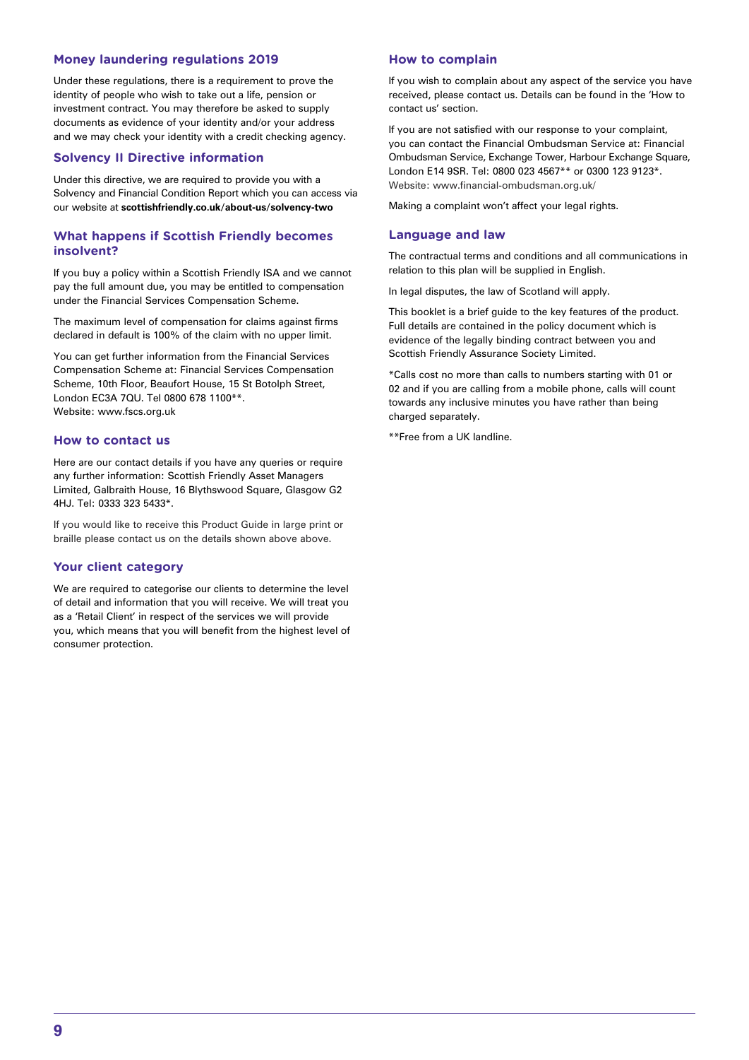## Money laundering regulations 2019

Under these regulations, there is a requirement to prove the identity of people who wish to take out a life, pension or investment contract. You may therefore be asked to supply documents as evidence of your identity and/or your address and we may check your identity with a credit checking agency.

## Solvency II Directive information

Under this directive, we are required to provide you with a Solvency and Financial Condition Report which you can access via our website at **scottishfriendly.co.uk/about-us/solvency-two**

## What happens if Scottish Friendly becomes insolvent?

If you buy a policy within a Scottish Friendly ISA and we cannot pay the full amount due, you may be entitled to compensation under the Financial Services Compensation Scheme.

The maximum level of compensation for claims against firms declared in default is 100% of the claim with no upper limit.

You can get further information from the Financial Services Compensation Scheme at: Financial Services Compensation Scheme, 10th Floor, Beaufort House, 15 St Botolph Street, London EC3A 7QU. Tel 0800 678 1100**.
Website: www.fscs.org.uk

## How to contact us

Here are our contact details if you have any queries or require any further information: Scottish Friendly Asset Managers Limited, Galbraith House, 16 Blythswood Square, Glasgow G2 4HJ. Tel: 0333 323 5433*.

If you would like to receive this Product Guide in large print or braille please contact us on the details shown above above.

## Your client category

We are required to categorise our clients to determine the level of detail and information that you will receive. We will treat you as a 'Retail Client' in respect of the services we will provide you, which means that you will benefit from the highest level of consumer protection.

## How to complain

If you wish to complain about any aspect of the service you have received, please contact us. Details can be found in the 'How to contact us' section.

If you are not satisfied with our response to your complaint, you can contact the Financial Ombudsman Service at: Financial Ombudsman Service, Exchange Tower, Harbour Exchange Square, London E14 9SR. Tel: 0800 023 4567** or 0300 123 9123*.
Website: www.financial-ombudsman.org.uk/

Making a complaint won't affect your legal rights.

## Language and law

The contractual terms and conditions and all communications in relation to this plan will be supplied in English.

In legal disputes, the law of Scotland will apply.

This booklet is a brief guide to the key features of the product. Full details are contained in the policy document which is evidence of the legally binding contract between you and Scottish Friendly Assurance Society Limited.

*Calls cost no more than calls to numbers starting with 01 or 02 and if you are calling from a mobile phone, calls will count towards any inclusive minutes you have rather than being charged separately.

**Free from a UK landline.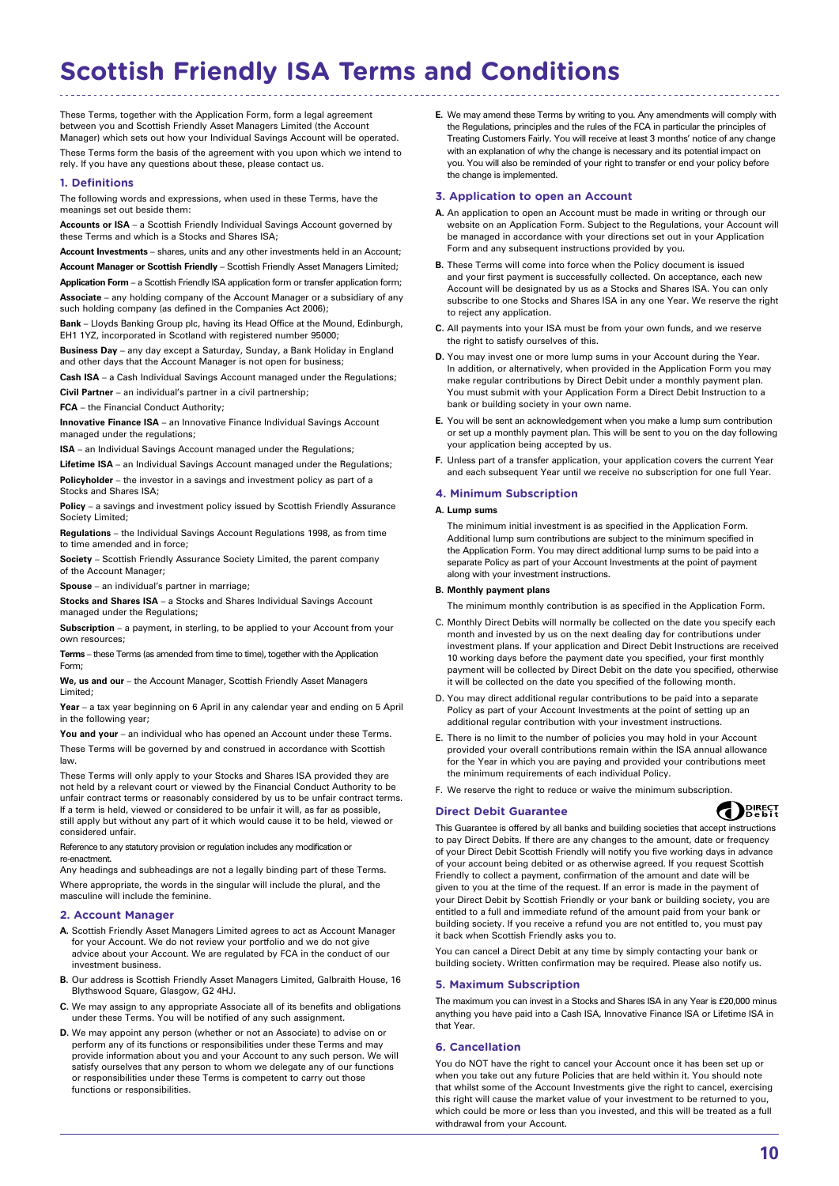# Scottish Friendly ISA Terms and Conditions

These Terms, together with the Application Form, form a legal agreement between you and Scottish Friendly Asset Managers Limited (the Account Manager) which sets out how your Individual Savings Account will be operated.

These Terms form the basis of the agreement with you upon which we intend to rely. If you have any questions about these, please contact us.

## 1. Definitions

The following words and expressions, when used in these Terms, have the meanings set out beside them:

**Accounts or ISA** – a Scottish Friendly Individual Savings Account governed by these Terms and which is a Stocks and Shares ISA;

**Account Investments** – shares, units and any other investments held in an Account;

**Account Manager or Scottish Friendly** – Scottish Friendly Asset Managers Limited;

**Application Form** – a Scottish Friendly ISA application form or transfer application form;

**Associate** – any holding company of the Account Manager or a subsidiary of any such holding company (as defined in the Companies Act 2006);

**Bank** – Lloyds Banking Group plc, having its Head Office at the Mound, Edinburgh, EH1 1YZ, incorporated in Scotland with registered number 95000;

**Business Day** – any day except a Saturday, Sunday, a Bank Holiday in England and other days that the Account Manager is not open for business;

**Cash ISA** – a Cash Individual Savings Account managed under the Regulations;

**Civil Partner** – an individual's partner in a civil partnership;

**FCA** – the Financial Conduct Authority;

**Innovative Finance ISA** – an Innovative Finance Individual Savings Account managed under the regulations;

**ISA** – an Individual Savings Account managed under the Regulations;

**Lifetime ISA** – an Individual Savings Account managed under the Regulations;

**Policyholder** – the investor in a savings and investment policy as part of a Stocks and Shares ISA;

**Policy** – a savings and investment policy issued by Scottish Friendly Assurance Society Limited;

**Regulations** – the Individual Savings Account Regulations 1998, as from time to time amended and in force;

**Society** – Scottish Friendly Assurance Society Limited, the parent company of the Account Manager;

**Spouse** – an individual's partner in marriage;

**Stocks and Shares ISA** – a Stocks and Shares Individual Savings Account managed under the Regulations;

**Subscription** – a payment, in sterling, to be applied to your Account from your own resources;

**Terms** – these Terms (as amended from time to time), together with the Application Form;

**We, us and our** – the Account Manager, Scottish Friendly Asset Managers Limited;

**Year** – a tax year beginning on 6 April in any calendar year and ending on 5 April in the following year;

**You and your** – an individual who has opened an Account under these Terms.

These Terms will be governed by and construed in accordance with Scottish law.

These Terms will only apply to your Stocks and Shares ISA provided they are not held by a relevant court or viewed by the Financial Conduct Authority to be unfair contract terms or reasonably considered by us to be unfair contract terms. If a term is held, viewed or considered to be unfair it will, as far as possible, still apply but without any part of it which would cause it to be held, viewed or considered unfair.

Reference to any statutory provision or regulation includes any modification or re-enactment.

Any headings and subheadings are not a legally binding part of these Terms.

Where appropriate, the words in the singular will include the plural, and the masculine will include the feminine.

## 2. Account Manager

**A.** Scottish Friendly Asset Managers Limited agrees to act as Account Manager for your Account. We do not review your portfolio and we do not give advice about your Account. We are regulated by FCA in the conduct of our investment business.

**B.** Our address is Scottish Friendly Asset Managers Limited, Galbraith House, 16 Blythswood Square, Glasgow, G2 4HJ.

**C.** We may assign to any appropriate Associate all of its benefits and obligations under these Terms. You will be notified of any such assignment.

**D.** We may appoint any person (whether or not an Associate) to advise on or perform any of its functions or responsibilities under these Terms and may provide information about you and your Account to any such person. We will satisfy ourselves that any person to whom we delegate any of our functions or responsibilities under these Terms is competent to carry out those functions or responsibilities.

**E.** We may amend these Terms by writing to you. Any amendments will comply with the Regulations, principles and the rules of the FCA in particular the principles of Treating Customers Fairly. You will receive at least 3 months' notice of any change with an explanation of why the change is necessary and its potential impact on you. You will also be reminded of your right to transfer or end your policy before the change is implemented.

## 3. Application to open an Account

**A.** An application to open an Account must be made in writing or through our website on an Application Form. Subject to the Regulations, your Account will be managed in accordance with your directions set out in your Application Form and any subsequent instructions provided by you.

**B.** These Terms will come into force when the Policy document is issued and your first payment is successfully collected. On acceptance, each new Account will be designated by us as a Stocks and Shares ISA. You can only subscribe to one Stocks and Shares ISA in any one Year. We reserve the right to reject any application.

**C.** All payments into your ISA must be from your own funds, and we reserve the right to satisfy ourselves of this.

**D.** You may invest one or more lump sums in your Account during the Year. In addition, or alternatively, when provided in the Application Form you may make regular contributions by Direct Debit under a monthly payment plan. You must submit with your Application Form a Direct Debit Instruction to a bank or building society in your own name.

**E.** You will be sent an acknowledgement when you make a lump sum contribution or set up a monthly payment plan. This will be sent to you on the day following your application being accepted by us.

**F.** Unless part of a transfer application, your application covers the current Year and each subsequent Year until we receive no subscription for one full Year.

## 4. Minimum Subscription

**A. Lump sums**

The minimum initial investment is as specified in the Application Form. Additional lump sum contributions are subject to the minimum specified in the Application Form. You may direct additional lump sums to be paid into a separate Policy as part of your Account Investments at the point of payment along with your investment instructions.

**B. Monthly payment plans**

The minimum monthly contribution is as specified in the Application Form.

C. Monthly Direct Debits will normally be collected on the date you specify each month and invested by us on the next dealing day for contributions under investment plans. If your application and Direct Debit Instructions are received 10 working days before the payment date you specified, your first monthly payment will be collected by Direct Debit on the date you specified, otherwise it will be collected on the date you specified of the following month.

D. You may direct additional regular contributions to be paid into a separate Policy as part of your Account Investments at the point of setting up an additional regular contribution with your investment instructions.

E. There is no limit to the number of policies you may hold in your Account provided your overall contributions remain within the ISA annual allowance for the Year in which you are paying and provided your contributions meet the minimum requirements of each individual Policy.

F. We reserve the right to reduce or waive the minimum subscription.

### Direct Debit Guarantee

This Guarantee is offered by all banks and building societies that accept instructions to pay Direct Debits. If there are any changes to the amount, date or frequency of your Direct Debit Scottish Friendly will notify you five working days in advance of your account being debited or as otherwise agreed. If you request Scottish Friendly to collect a payment, confirmation of the amount and date will be given to you at the time of the request. If an error is made in the payment of your Direct Debit by Scottish Friendly or your bank or building society, you are entitled to a full and immediate refund of the amount paid from your bank or building society. If you receive a refund you are not entitled to, you must pay it back when Scottish Friendly asks you to.

You can cancel a Direct Debit at any time by simply contacting your bank or building society. Written confirmation may be required. Please also notify us.

## 5. Maximum Subscription

The maximum you can invest in a Stocks and Shares ISA in any Year is £20,000 minus anything you have paid into a Cash ISA, Innovative Finance ISA or Lifetime ISA in that Year.

## 6. Cancellation

You do NOT have the right to cancel your Account once it has been set up or when you take out any future Policies that are held within it. You should note that whilst some of the Account Investments give the right to cancel, exercising this right will cause the market value of your investment to be returned to you, which could be more or less than you invested, and this will be treated as a full withdrawal from your Account.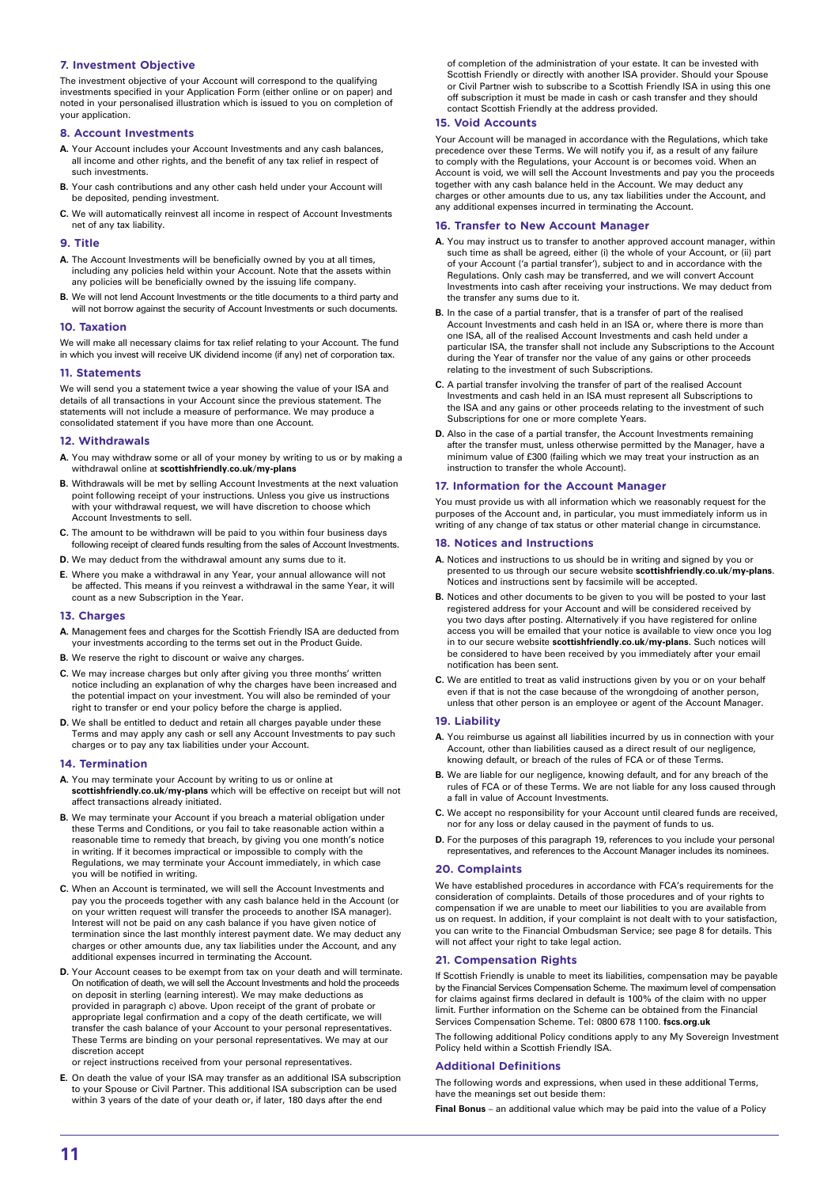## 7. Investment Objective

The investment objective of your Account will correspond to the qualifying investments specified in your Application Form (either online or on paper) and noted in your personalised illustration which is issued to you on completion of your application.

## 8. Account Investments

**A.** Your Account includes your Account Investments and any cash balances, all income and other rights, and the benefit of any tax relief in respect of such investments.

**B.** Your cash contributions and any other cash held under your Account will be deposited, pending investment.

**C.** We will automatically reinvest all income in respect of Account Investments net of any tax liability.

## 9. Title

**A.** The Account Investments will be beneficially owned by you at all times, including any policies held within your Account. Note that the assets within any policies will be beneficially owned by the issuing life company.

**B.** We will not lend Account Investments or the title documents to a third party and will not borrow against the security of Account Investments or such documents.

## 10. Taxation

We will make all necessary claims for tax relief relating to your Account. The fund in which you invest will receive UK dividend income (if any) net of corporation tax.

## 11. Statements

We will send you a statement twice a year showing the value of your ISA and details of all transactions in your Account since the previous statement. The statements will not include a measure of performance. We may produce a consolidated statement if you have more than one Account.

## 12. Withdrawals

**A.** You may withdraw some or all of your money by writing to us or by making a withdrawal online at **scottishfriendly.co.uk/my-plans**

**B.** Withdrawals will be met by selling Account Investments at the next valuation point following receipt of your instructions. Unless you give us instructions with your withdrawal request, we will have discretion to choose which Account Investments to sell.

**C.** The amount to be withdrawn will be paid to you within four business days following receipt of cleared funds resulting from the sales of Account Investments.

**D.** We may deduct from the withdrawal amount any sums due to it.

**E.** Where you make a withdrawal in any Year, your annual allowance will not be affected. This means if you reinvest a withdrawal in the same Year, it will count as a new Subscription in the Year.

## 13. Charges

**A.** Management fees and charges for the Scottish Friendly ISA are deducted from your investments according to the terms set out in the Product Guide.

**B.** We reserve the right to discount or waive any charges.

**C.** We may increase charges but only after giving you three months' written notice including an explanation of why the charges have been increased and the potential impact on your investment. You will also be reminded of your right to transfer or end your policy before the charge is applied.

**D.** We shall be entitled to deduct and retain all charges payable under these Terms and may apply any cash or sell any Account Investments to pay such charges or to pay any tax liabilities under your Account.

## 14. Termination

**A.** You may terminate your Account by writing to us or online at **scottishfriendly.co.uk/my-plans** which will be effective on receipt but will not affect transactions already initiated.

**B.** We may terminate your Account if you breach a material obligation under these Terms and Conditions, or you fail to take reasonable action within a reasonable time to remedy that breach, by giving you one month's notice in writing. If it becomes impractical or impossible to comply with the Regulations, we may terminate your Account immediately, in which case you will be notified in writing.

**C.** When an Account is terminated, we will sell the Account Investments and pay you the proceeds together with any cash balance held in the Account (or on your written request will transfer the proceeds to another ISA manager). Interest will not be paid on any cash balance if you have given notice of termination since the last monthly interest payment date. We may deduct any charges or other amounts due, any tax liabilities under the Account, and any additional expenses incurred in terminating the Account.

**D.** Your Account ceases to be exempt from tax on your death and will terminate. On notification of death, we will sell the Account Investments and hold the proceeds on deposit in sterling (earning interest). We may make deductions as provided in paragraph c) above. Upon receipt of the grant of probate or appropriate legal confirmation and a copy of the death certificate, we will transfer the cash balance of your Account to your personal representatives. These Terms are binding on your personal representatives. We may at our discretion accept
or reject instructions received from your personal representatives.

**E.** On death the value of your ISA may transfer as an additional ISA subscription to your Spouse or Civil Partner. This additional ISA subscription can be used within 3 years of the date of your death or, if later, 180 days after the end of completion of the administration of your estate. It can be invested with Scottish Friendly or directly with another ISA provider. Should your Spouse or Civil Partner wish to subscribe to a Scottish Friendly ISA in using this one off subscription it must be made in cash or cash transfer and they should contact Scottish Friendly at the address provided.

## 15. Void Accounts

Your Account will be managed in accordance with the Regulations, which take precedence over these Terms. We will notify you if, as a result of any failure to comply with the Regulations, your Account is or becomes void. When an Account is void, we will sell the Account Investments and pay you the proceeds together with any cash balance held in the Account. We may deduct any charges or other amounts due to us, any tax liabilities under the Account, and any additional expenses incurred in terminating the Account.

## 16. Transfer to New Account Manager

**A.** You may instruct us to transfer to another approved account manager, within such time as shall be agreed, either (i) the whole of your Account, or (ii) part of your Account ('a partial transfer'), subject to and in accordance with the Regulations. Only cash may be transferred, and we will convert Account Investments into cash after receiving your instructions. We may deduct from the transfer any sums due to it.

**B.** In the case of a partial transfer, that is a transfer of part of the realised Account Investments and cash held in an ISA or, where there is more than one ISA, all of the realised Account Investments and cash held under a particular ISA, the transfer shall not include any Subscriptions to the Account during the Year of transfer nor the value of any gains or other proceeds relating to the investment of such Subscriptions.

**C.** A partial transfer involving the transfer of part of the realised Account Investments and cash held in an ISA must represent all Subscriptions to the ISA and any gains or other proceeds relating to the investment of such Subscriptions for one or more complete Years.

**D.** Also in the case of a partial transfer, the Account Investments remaining after the transfer must, unless otherwise permitted by the Manager, have a minimum value of £300 (failing which we may treat your instruction as an instruction to transfer the whole Account).

## 17. Information for the Account Manager

You must provide us with all information which we reasonably request for the purposes of the Account and, in particular, you must immediately inform us in writing of any change of tax status or other material change in circumstance.

## 18. Notices and Instructions

**A.** Notices and instructions to us should be in writing and signed by you or presented to us through our secure website **scottishfriendly.co.uk/my-plans**. Notices and instructions sent by facsimile will be accepted.

**B.** Notices and other documents to be given to you will be posted to your last registered address for your Account and will be considered received by you two days after posting. Alternatively if you have registered for online access you will be emailed that your notice is available to view once you log in to our secure website **scottishfriendly.co.uk/my-plans**. Such notices will be considered to have been received by you immediately after your email notification has been sent.

**C.** We are entitled to treat as valid instructions given by you or on your behalf even if that is not the case because of the wrongdoing of another person, unless that other person is an employee or agent of the Account Manager.

## 19. Liability

**A.** You reimburse us against all liabilities incurred by us in connection with your Account, other than liabilities caused as a direct result of our negligence, knowing default, or breach of the rules of FCA or of these Terms.

**B.** We are liable for our negligence, knowing default, and for any breach of the rules of FCA or of these Terms. We are not liable for any loss caused through a fall in value of Account Investments.

**C.** We accept no responsibility for your Account until cleared funds are received, nor for any loss or delay caused in the payment of funds to us.

**D.** For the purposes of this paragraph 19, references to you include your personal representatives, and references to the Account Manager includes its nominees.

## 20. Complaints

We have established procedures in accordance with FCA's requirements for the consideration of complaints. Details of those procedures and of your rights to compensation if we are unable to meet our liabilities to you are available from us on request. In addition, if your complaint is not dealt with to your satisfaction, you can write to the Financial Ombudsman Service; see page 8 for details. This will not affect your right to take legal action.

## 21. Compensation Rights

If Scottish Friendly is unable to meet its liabilities, compensation may be payable by the Financial Services Compensation Scheme. The maximum level of compensation for claims against firms declared in default is 100% of the claim with no upper limit. Further information on the Scheme can be obtained from the Financial Services Compensation Scheme. Tel: 0800 678 1100. **fscs.org.uk**

The following additional Policy conditions apply to any My Sovereign Investment Policy held within a Scottish Friendly ISA.

## Additional Definitions

The following words and expressions, when used in these additional Terms, have the meanings set out beside them:

**Final Bonus** – an additional value which may be paid into the value of a Policy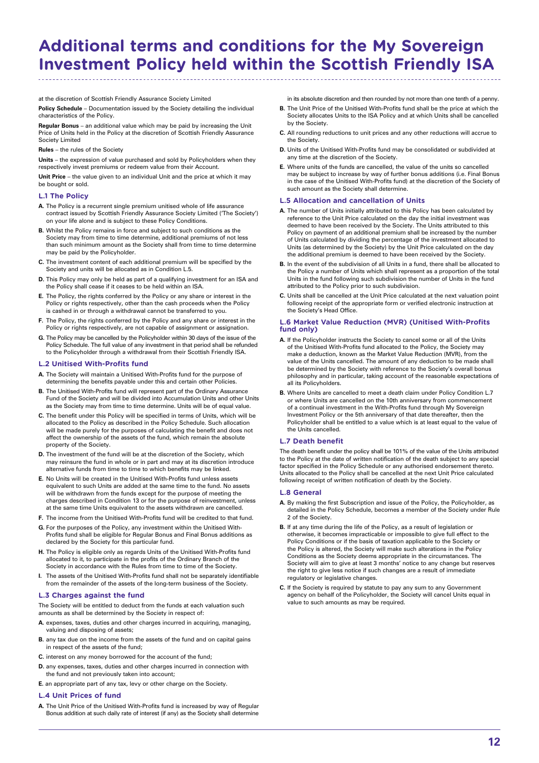# Additional terms and conditions for the My Sovereign Investment Policy held within the Scottish Friendly ISA

at the discretion of Scottish Friendly Assurance Society Limited

**Policy Schedule** – Documentation issued by the Society detailing the individual characteristics of the Policy.

**Regular Bonus** – an additional value which may be paid by increasing the Unit Price of Units held in the Policy at the discretion of Scottish Friendly Assurance Society Limited

**Rules** – the rules of the Society

**Units** – the expression of value purchased and sold by Policyholders when they respectively invest premiums or redeem value from their Account.

**Unit Price** – the value given to an individual Unit and the price at which it may be bought or sold.

### L.1 The Policy

**A.** The Policy is a recurrent single premium unitised whole of life assurance contract issued by Scottish Friendly Assurance Society Limited ('The Society') on your life alone and is subject to these Policy Conditions.

**B.** Whilst the Policy remains in force and subject to such conditions as the Society may from time to time determine, additional premiums of not less than such minimum amount as the Society shall from time to time determine may be paid by the Policyholder.

**C.** The investment content of each additional premium will be specified by the Society and units will be allocated as in Condition L.5.

**D.** This Policy may only be held as part of a qualifying investment for an ISA and the Policy shall cease if it ceases to be held within an ISA.

**E.** The Policy, the rights conferred by the Policy or any share or interest in the Policy or rights respectively, other than the cash proceeds when the Policy is cashed in or through a withdrawal cannot be transferred to you.

**F.** The Policy, the rights conferred by the Policy and any share or interest in the Policy or rights respectively, are not capable of assignment or assignation.

**G.** The Policy may be cancelled by the Policyholder within 30 days of the issue of the Policy Schedule. The full value of any investment in that period shall be refunded to the Policyholder through a withdrawal from their Scottish Friendly ISA.

### L.2 Unitised With-Profits fund

**A.** The Society will maintain a Unitised With-Profits fund for the purpose of determining the benefits payable under this and certain other Policies.

**B.** The Unitised With-Profits fund will represent part of the Ordinary Assurance Fund of the Society and will be divided into Accumulation Units and other Units as the Society may from time to time determine. Units will be of equal value.

**C.** The benefit under this Policy will be specified in terms of Units, which will be allocated to the Policy as described in the Policy Schedule. Such allocation will be made purely for the purposes of calculating the benefit and does not affect the ownership of the assets of the fund, which remain the absolute property of the Society.

**D.** The investment of the fund will be at the discretion of the Society, which may reinsure the fund in whole or in part and may at its discretion introduce alternative funds from time to time to which benefits may be linked.

**E.** No Units will be created in the Unitised With-Profits fund unless assets equivalent to such Units are added at the same time to the fund. No assets will be withdrawn from the funds except for the purpose of meeting the charges described in Condition 13 or for the purpose of reinvestment, unless at the same time Units equivalent to the assets withdrawn are cancelled.

**F.** The income from the Unitised With-Profits fund will be credited to that fund.

**G.** For the purposes of the Policy, any investment within the Unitised With-Profits fund shall be eligible for Regular Bonus and Final Bonus additions as declared by the Society for this particular fund.

**H.** The Policy is eligible only as regards Units of the Unitised With-Profits fund allocated to it, to participate in the profits of the Ordinary Branch of the Society in accordance with the Rules from time to time of the Society.

**I.** The assets of the Unitised With-Profits fund shall not be separately identifiable from the remainder of the assets of the long-term business of the Society.

### L.3 Charges against the fund

The Society will be entitled to deduct from the funds at each valuation such amounts as shall be determined by the Society in respect of:

**A.** expenses, taxes, duties and other charges incurred in acquiring, managing, valuing and disposing of assets;

**B.** any tax due on the income from the assets of the fund and on capital gains in respect of the assets of the fund;

**C.** interest on any money borrowed for the account of the fund;

**D.** any expenses, taxes, duties and other charges incurred in connection with the fund and not previously taken into account;

**E.** an appropriate part of any tax, levy or other charge on the Society.

### L.4 Unit Prices of fund

**A.** The Unit Price of the Unitised With-Profits fund is increased by way of Regular Bonus addition at such daily rate of interest (if any) as the Society shall determine in its absolute discretion and then rounded by not more than one tenth of a penny.

**B.** The Unit Price of the Unitised With-Profits fund shall be the price at which the Society allocates Units to the ISA Policy and at which Units shall be cancelled by the Society.

**C.** All rounding reductions to unit prices and any other reductions will accrue to the Society.

**D.** Units of the Unitised With-Profits fund may be consolidated or subdivided at any time at the discretion of the Society.

**E.** Where units of the funds are cancelled, the value of the units so cancelled may be subject to increase by way of further bonus additions (i.e. Final Bonus in the case of the Unitised With-Profits fund) at the discretion of the Society of such amount as the Society shall determine.

### L.5 Allocation and cancellation of Units

**A.** The number of Units initially attributed to this Policy has been calculated by reference to the Unit Price calculated on the day the initial investment was deemed to have been received by the Society. The Units attributed to this Policy on payment of an additional premium shall be increased by the number of Units calculated by dividing the percentage of the investment allocated to Units (as determined by the Society) by the Unit Price calculated on the day the additional premium is deemed to have been received by the Society.

**B.** In the event of the subdivision of all Units in a fund, there shall be allocated to the Policy a number of Units which shall represent as a proportion of the total Units in the fund following such subdivision the number of Units in the fund attributed to the Policy prior to such subdivision.

**C.** Units shall be cancelled at the Unit Price calculated at the next valuation point following receipt of the appropriate form or verified electronic instruction at the Society's Head Office.

### L.6 Market Value Reduction (MVR) (Unitised With-Profits fund only)

**A.** If the Policyholder instructs the Society to cancel some or all of the Units of the Unitised With-Profits fund allocated to the Policy, the Society may make a deduction, known as the Market Value Reduction (MVR), from the value of the Units cancelled. The amount of any deduction to be made shall be determined by the Society with reference to the Society's overall bonus philosophy and in particular, taking account of the reasonable expectations of all its Policyholders.

**B.** Where Units are cancelled to meet a death claim under Policy Condition L.7 or where Units are cancelled on the 10th anniversary from commencement of a continual investment in the With-Profits fund through My Sovereign Investment Policy or the 5th anniversary of that date thereafter, then the Policyholder shall be entitled to a value which is at least equal to the value of the Units cancelled.

### L.7 Death benefit

The death benefit under the policy shall be 101% of the value of the Units attributed to the Policy at the date of written notification of the death subject to any special factor specified in the Policy Schedule or any authorised endorsement thereto. Units allocated to the Policy shall be cancelled at the next Unit Price calculated following receipt of written notification of death by the Society.

### L.8 General

**A.** By making the first Subscription and issue of the Policy, the Policyholder, as detailed in the Policy Schedule, becomes a member of the Society under Rule 2 of the Society.

**B.** If at any time during the life of the Policy, as a result of legislation or otherwise, it becomes impracticable or impossible to give full effect to the Policy Conditions or if the basis of taxation applicable to the Society or the Policy is altered, the Society will make such alterations in the Policy Conditions as the Society deems appropriate in the circumstances. The Society will aim to give at least 3 months' notice to any change but reserves the right to give less notice if such changes are a result of immediate regulatory or legislative changes.

**C.** If the Society is required by statute to pay any sum to any Government agency on behalf of the Policyholder, the Society will cancel Units equal in value to such amounts as may be required.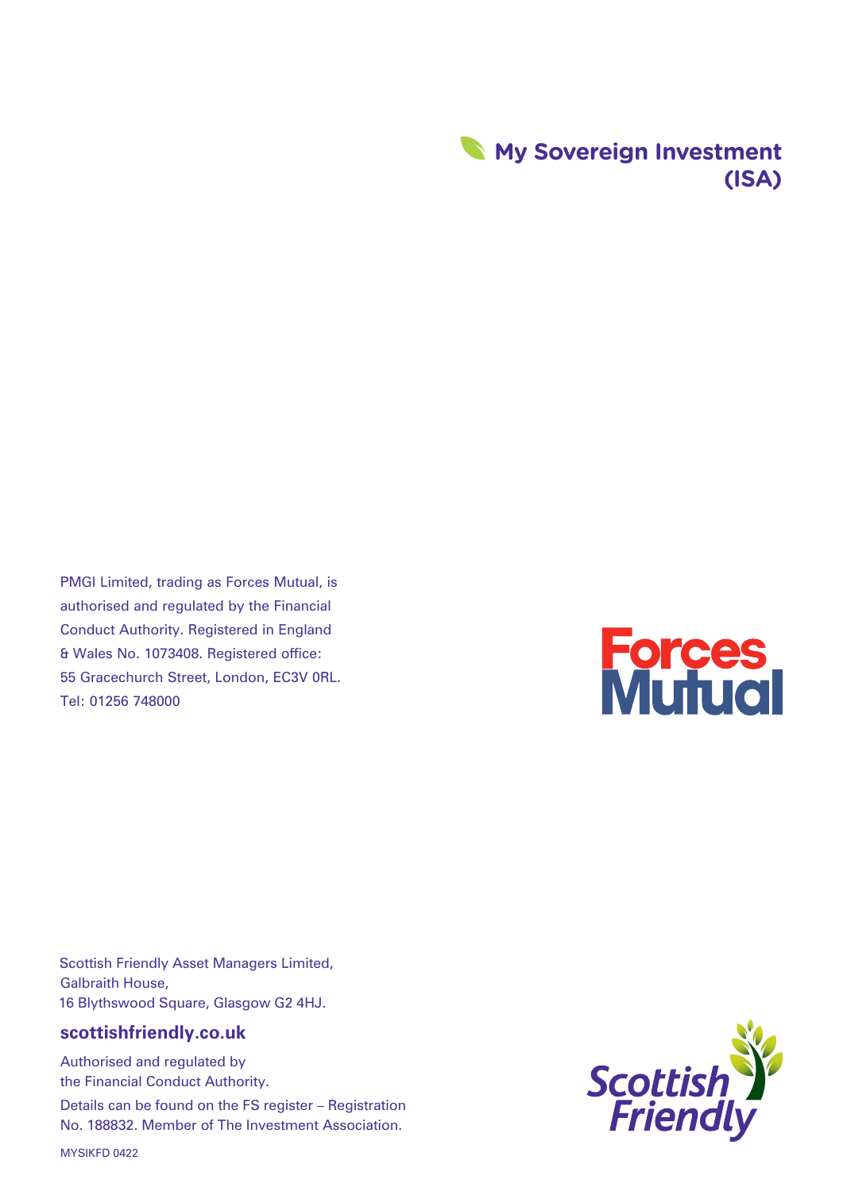**My Sovereign Investment (ISA)**

PMGI Limited, trading as Forces Mutual, is authorised and regulated by the Financial Conduct Authority. Registered in England & Wales No. 1073408. Registered office: 55 Gracechurch Street, London, EC3V 0RL. Tel: 01256 748000

Forces Mutual

Scottish Friendly Asset Managers Limited,
Galbraith House,
16 Blythswood Square, Glasgow G2 4HJ.

**scottishfriendly.co.uk**

Authorised and regulated by the Financial Conduct Authority.

Details can be found on the FS register – Registration No. 188832. Member of The Investment Association.

Scottish Friendly

MYSIKFD 0422